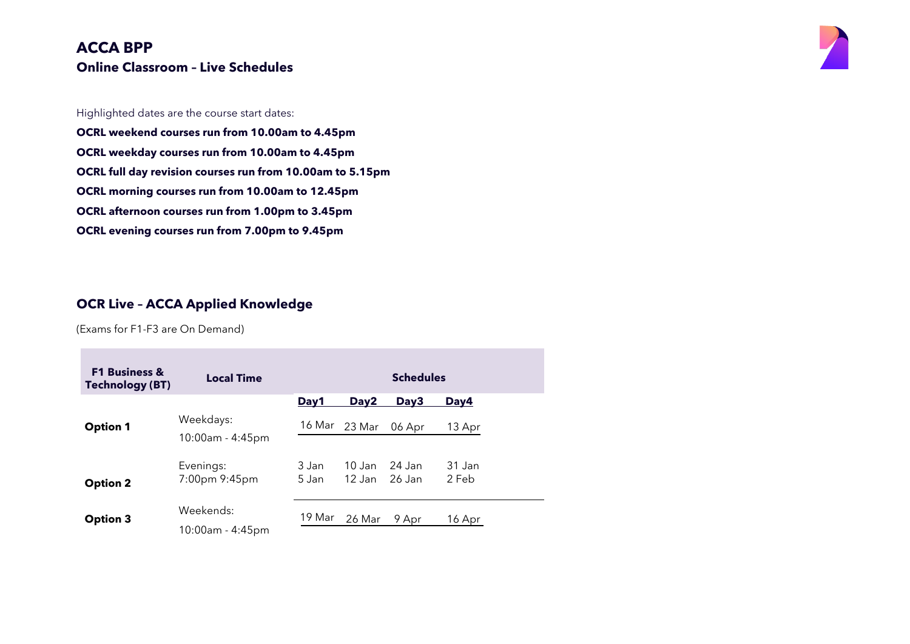# ACCA BPP

## Online Classroom – Live Schedules

Highlighted dates are the course start dates:

**OCRL weekend courses run from 10.00am to 4.45pm**

**OCRL weekday courses run from 10.00am to 4.45pm**

**OCRL full day revision courses run from 10.00am to 5.15pm**

**OCRL morning courses run from 10.00am to 12.45pm**

**OCRL afternoon courses run from 1.00pm to 3.45pm**

**OCRL evening courses run from 7.00pm to 9.45pm**

## OCR Live – ACCA Applied Knowledge

(Exams for F1-F3 are On Demand)

| F1 Business & Technology (BT) | Local Time | Schedules | | | |
|---|---|---|---|---|---|
| | | Day1 | Day2 | Day3 | Day4 |
| Option 1 | Weekdays: 10:00am - 4:45pm | 16 Mar | 23 Mar | 06 Apr | 13 Apr |
| Option 2 | Evenings: 7:00pm 9:45pm | 3 Jan 5 Jan | 10 Jan 12 Jan | 24 Jan 26 Jan | 31 Jan 2 Feb |
| Option 3 | Weekends: 10:00am - 4:45pm | 19 Mar | 26 Mar | 9 Apr | 16 Apr |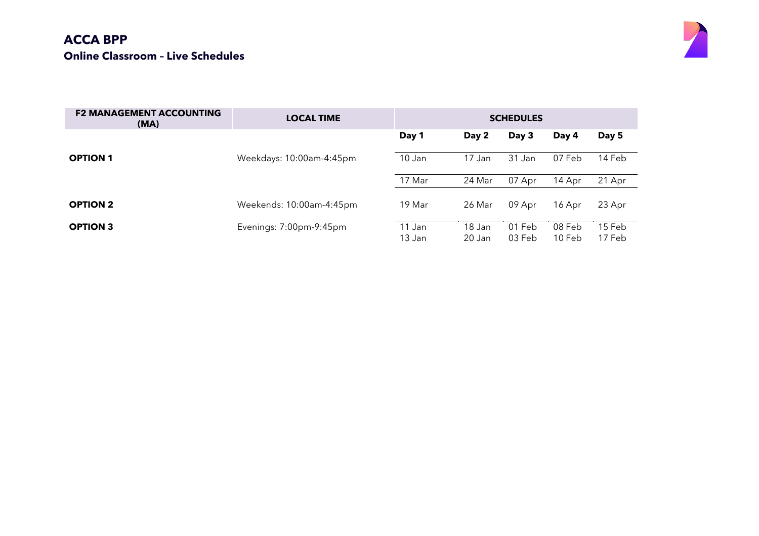# ACCA BPP

## Online Classroom – Live Schedules

| F2 MANAGEMENT ACCOUNTING (MA) | LOCAL TIME | SCHEDULES | | | | |
|---|---|---|---|---|---|---|
| | | Day 1 | Day 2 | Day 3 | Day 4 | Day 5 |
| OPTION 1 | Weekdays: 10:00am-4:45pm | 10 Jan | 17 Jan | 31 Jan | 07 Feb | 14 Feb |
| | | 17 Mar | 24 Mar | 07 Apr | 14 Apr | 21 Apr |
| OPTION 2 | Weekends: 10:00am-4:45pm | 19 Mar | 26 Mar | 09 Apr | 16 Apr | 23 Apr |
| OPTION 3 | Evenings: 7:00pm-9:45pm | 11 Jan<br>13 Jan | 18 Jan<br>20 Jan | 01 Feb<br>03 Feb | 08 Feb<br>10 Feb | 15 Feb<br>17 Feb |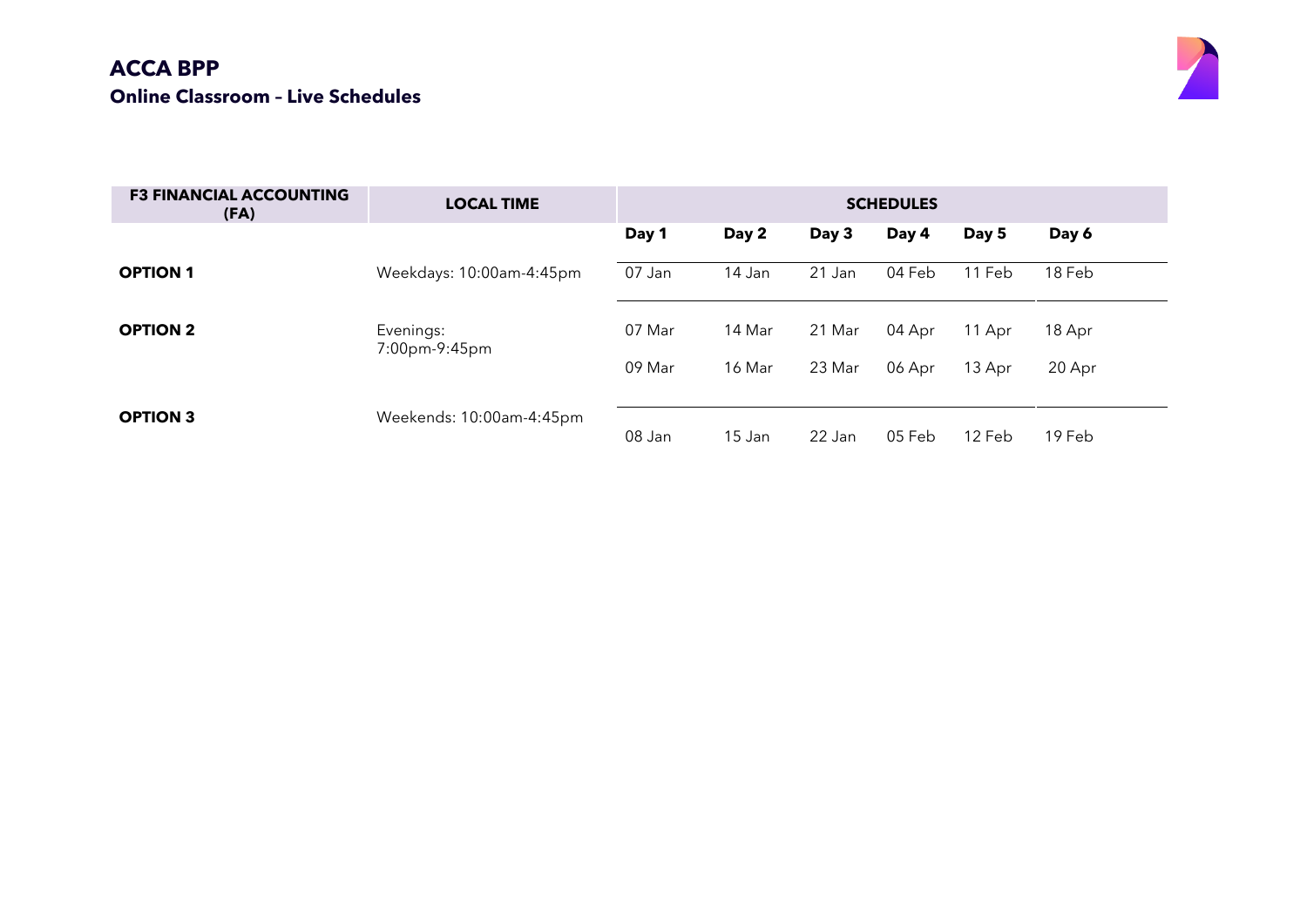# ACCA BPP

## Online Classroom – Live Schedules

| F3 FINANCIAL ACCOUNTING (FA) | LOCAL TIME | SCHEDULES | | | | | |
|---|---|---|---|---|---|---|---|
| | | Day 1 | Day 2 | Day 3 | Day 4 | Day 5 | Day 6 |
| OPTION 1 | Weekdays: 10:00am-4:45pm | 07 Jan | 14 Jan | 21 Jan | 04 Feb | 11 Feb | 18 Feb |
| OPTION 2 | Evenings: 7:00pm-9:45pm | 07 Mar | 14 Mar | 21 Mar | 04 Apr | 11 Apr | 18 Apr |
| | | 09 Mar | 16 Mar | 23 Mar | 06 Apr | 13 Apr | 20 Apr |
| OPTION 3 | Weekends: 10:00am-4:45pm | 08 Jan | 15 Jan | 22 Jan | 05 Feb | 12 Feb | 19 Feb |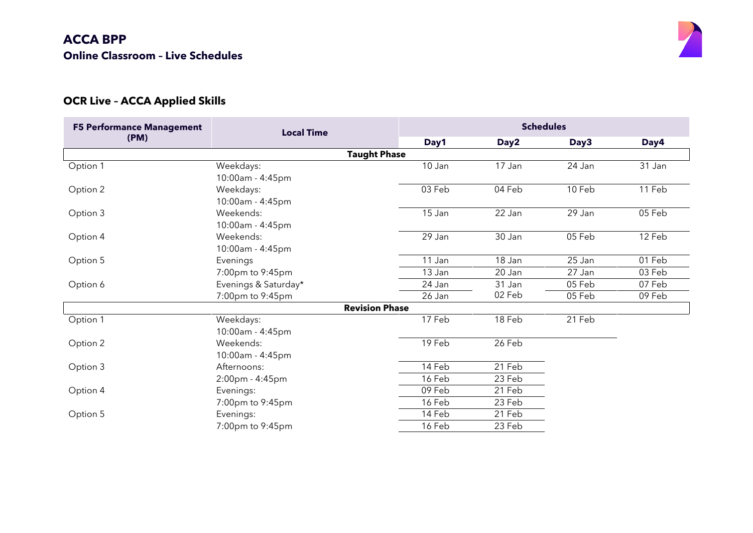# ACCA BPP

## Online Classroom – Live Schedules

### OCR Live – ACCA Applied Skills

| F5 Performance Management (PM) | Local Time | Schedules | | | |
|---|---|---|---|---|---|
| | | **Day1** | **Day2** | **Day3** | **Day4** |
| **Taught Phase** | | | | | |
| Option 1 | Weekdays: 10:00am - 4:45pm | 10 Jan | 17 Jan | 24 Jan | 31 Jan |
| Option 2 | Weekdays: 10:00am - 4:45pm | 03 Feb | 04 Feb | 10 Feb | 11 Feb |
| Option 3 | Weekends: 10:00am - 4:45pm | 15 Jan | 22 Jan | 29 Jan | 05 Feb |
| Option 4 | Weekends: 10:00am - 4:45pm | 29 Jan | 30 Jan | 05 Feb | 12 Feb |
| Option 5 | Evenings 7:00pm to 9:45pm | 11 Jan | 18 Jan | 25 Jan | 01 Feb |
| | | 13 Jan | 20 Jan | 27 Jan | 03 Feb |
| Option 6 | Evenings & Saturday* 7:00pm to 9:45pm | 24 Jan | 31 Jan | 05 Feb | 07 Feb |
| | | 26 Jan | 02 Feb | 05 Feb | 09 Feb |
| **Revision Phase** | | | | | |
| Option 1 | Weekdays: 10:00am - 4:45pm | 17 Feb | 18 Feb | 21 Feb | |
| Option 2 | Weekends: 10:00am - 4:45pm | 19 Feb | 26 Feb | | |
| Option 3 | Afternoons: 2:00pm - 4:45pm | 14 Feb | 21 Feb | | |
| | | 16 Feb | 23 Feb | | |
| Option 4 | Evenings: 7:00pm to 9:45pm | 09 Feb | 21 Feb | | |
| | | 16 Feb | 23 Feb | | |
| Option 5 | Evenings: 7:00pm to 9:45pm | 14 Feb | 21 Feb | | |
| | | 16 Feb | 23 Feb | | |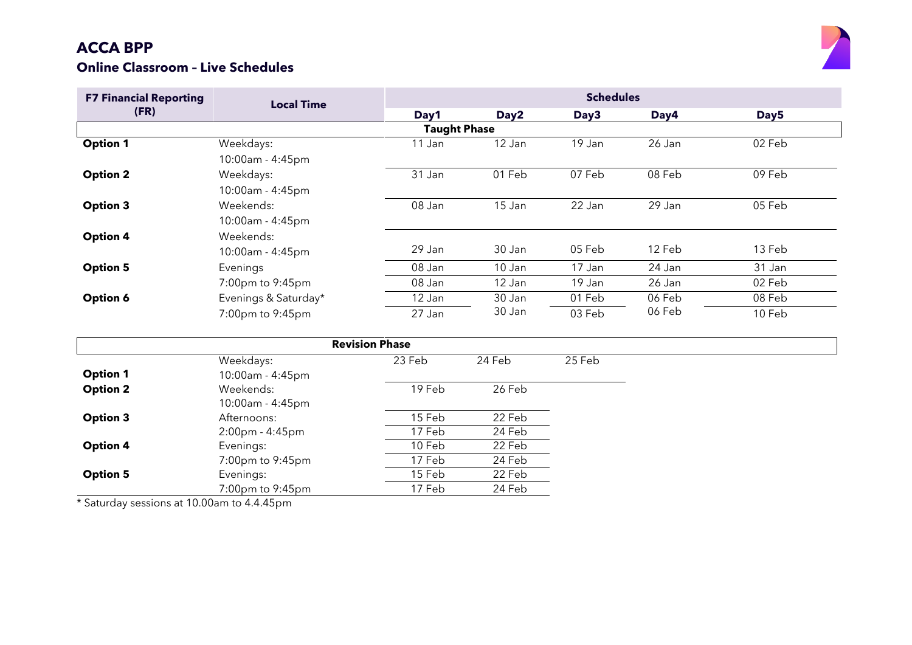# ACCA BPP

## Online Classroom – Live Schedules

| F7 Financial Reporting (FR) | Local Time | Schedules | | | | |
|---|---|---|---|---|---|---|
| | | Day1 | Day2 | Day3 | Day4 | Day5 |
| **Taught Phase** | | | | | | |
| **Option 1** | Weekdays: 10:00am - 4:45pm | 11 Jan | 12 Jan | 19 Jan | 26 Jan | 02 Feb |
| **Option 2** | Weekdays: 10:00am - 4:45pm | 31 Jan | 01 Feb | 07 Feb | 08 Feb | 09 Feb |
| **Option 3** | Weekends: 10:00am - 4:45pm | 08 Jan | 15 Jan | 22 Jan | 29 Jan | 05 Feb |
| **Option 4** | Weekends: 10:00am - 4:45pm | 29 Jan | 30 Jan | 05 Feb | 12 Feb | 13 Feb |
| **Option 5** | Evenings 7:00pm to 9:45pm | 08 Jan | 10 Jan | 17 Jan | 24 Jan | 31 Jan |
| | | 08 Jan | 12 Jan | 19 Jan | 26 Jan | 02 Feb |
| **Option 6** | Evenings & Saturday* 7:00pm to 9:45pm | 12 Jan | 30 Jan | 01 Feb | 06 Feb | 08 Feb |
| | | 27 Jan | 30 Jan | 03 Feb | 06 Feb | 10 Feb |

| Revision Phase | | | | |
|---|---|---|---|---|
| **Option 1** | Weekdays: 10:00am - 4:45pm | 23 Feb | 24 Feb | 25 Feb |
| **Option 2** | Weekends: 10:00am - 4:45pm | 19 Feb | 26 Feb | |
| **Option 3** | Afternoons: 2:00pm - 4:45pm | 15 Feb | 22 Feb | |
| | | 17 Feb | 24 Feb | |
| **Option 4** | Evenings: 7:00pm to 9:45pm | 10 Feb | 22 Feb | |
| | | 17 Feb | 24 Feb | |
| **Option 5** | Evenings: 7:00pm to 9:45pm | 15 Feb | 22 Feb | |
| | | 17 Feb | 24 Feb | |

* Saturday sessions at 10.00am to 4.4.45pm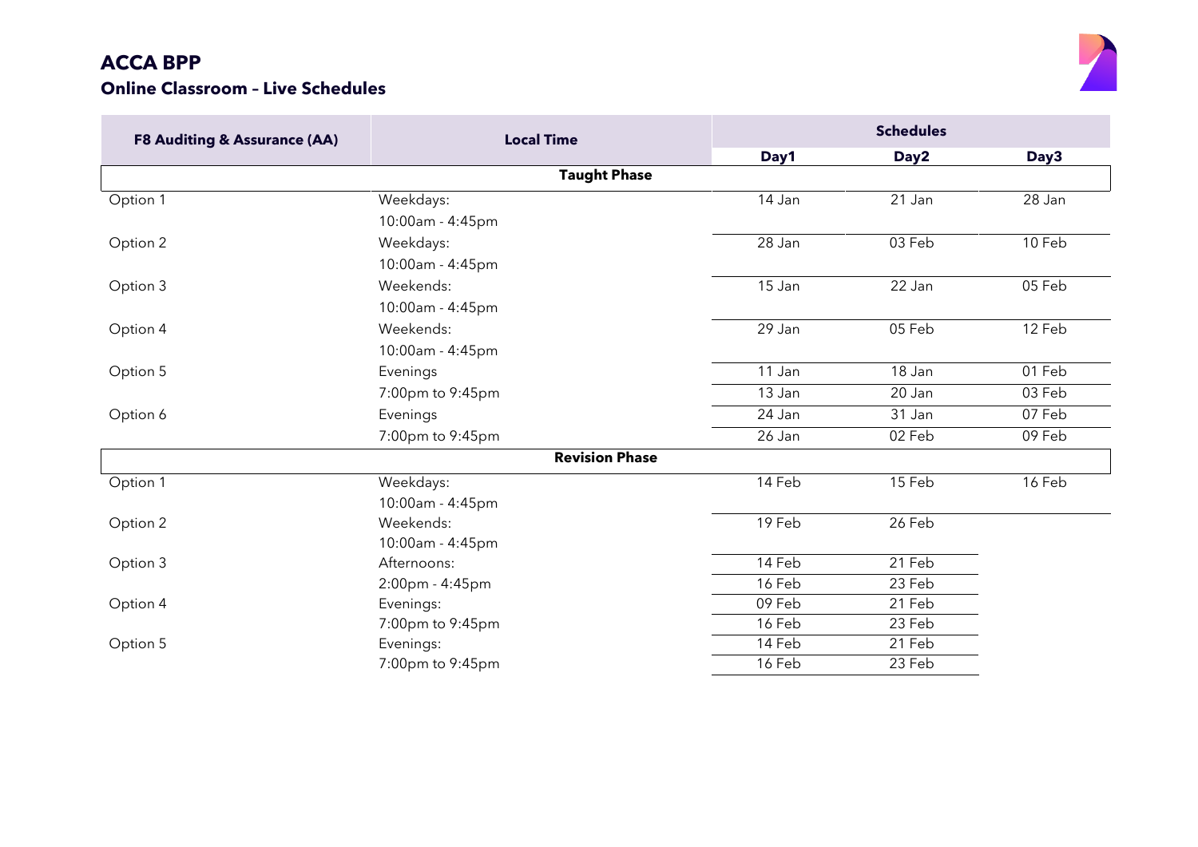# ACCA BPP

## Online Classroom – Live Schedules

| F8 Auditing & Assurance (AA) | Local Time | Schedules | | |
|---|---|---|---|---|
| | | Day1 | Day2 | Day3 |
| **Taught Phase** | | | | |
| Option 1 | Weekdays: 10:00am - 4:45pm | 14 Jan | 21 Jan | 28 Jan |
| Option 2 | Weekdays: 10:00am - 4:45pm | 28 Jan | 03 Feb | 10 Feb |
| Option 3 | Weekends: 10:00am - 4:45pm | 15 Jan | 22 Jan | 05 Feb |
| Option 4 | Weekends: 10:00am - 4:45pm | 29 Jan | 05 Feb | 12 Feb |
| Option 5 | Evenings 7:00pm to 9:45pm | 11 Jan | 18 Jan | 01 Feb |
| | | 13 Jan | 20 Jan | 03 Feb |
| Option 6 | Evenings 7:00pm to 9:45pm | 24 Jan | 31 Jan | 07 Feb |
| | | 26 Jan | 02 Feb | 09 Feb |
| **Revision Phase** | | | | |
| Option 1 | Weekdays: 10:00am - 4:45pm | 14 Feb | 15 Feb | 16 Feb |
| Option 2 | Weekends: 10:00am - 4:45pm | 19 Feb | 26 Feb | |
| Option 3 | Afternoons: 2:00pm - 4:45pm | 14 Feb | 21 Feb | |
| | | 16 Feb | 23 Feb | |
| Option 4 | Evenings: 7:00pm to 9:45pm | 09 Feb | 21 Feb | |
| | | 16 Feb | 23 Feb | |
| Option 5 | Evenings: 7:00pm to 9:45pm | 14 Feb | 21 Feb | |
| | | 16 Feb | 23 Feb | |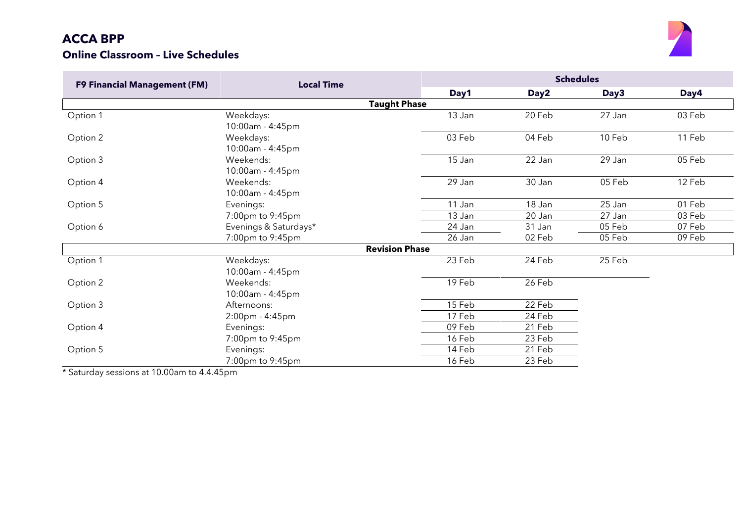# ACCA BPP

## Online Classroom – Live Schedules

| F9 Financial Management (FM) | Local Time | Schedules | | | |
|---|---|---|---|---|---|
| | | Day1 | Day2 | Day3 | Day4 |
| **Taught Phase** | | | | | |
| Option 1 | Weekdays: 10:00am - 4:45pm | 13 Jan | 20 Feb | 27 Jan | 03 Feb |
| Option 2 | Weekdays: 10:00am - 4:45pm | 03 Feb | 04 Feb | 10 Feb | 11 Feb |
| Option 3 | Weekends: 10:00am - 4:45pm | 15 Jan | 22 Jan | 29 Jan | 05 Feb |
| Option 4 | Weekends: 10:00am - 4:45pm | 29 Jan | 30 Jan | 05 Feb | 12 Feb |
| Option 5 | Evenings: 7:00pm to 9:45pm | 11 Jan | 18 Jan | 25 Jan | 01 Feb |
| | | 13 Jan | 20 Jan | 27 Jan | 03 Feb |
| Option 6 | Evenings & Saturdays* 7:00pm to 9:45pm | 24 Jan | 31 Jan | 05 Feb | 07 Feb |
| | | 26 Jan | 02 Feb | 05 Feb | 09 Feb |
| **Revision Phase** | | | | | |
| Option 1 | Weekdays: 10:00am - 4:45pm | 23 Feb | 24 Feb | 25 Feb | |
| Option 2 | Weekends: 10:00am - 4:45pm | 19 Feb | 26 Feb | | |
| Option 3 | Afternoons: 2:00pm - 4:45pm | 15 Feb | 22 Feb | | |
| | | 17 Feb | 24 Feb | | |
| Option 4 | Evenings: 7:00pm to 9:45pm | 09 Feb | 21 Feb | | |
| | | 16 Feb | 23 Feb | | |
| Option 5 | Evenings: 7:00pm to 9:45pm | 14 Feb | 21 Feb | | |
| | | 16 Feb | 23 Feb | | |

* Saturday sessions at 10.00am to 4.4.45pm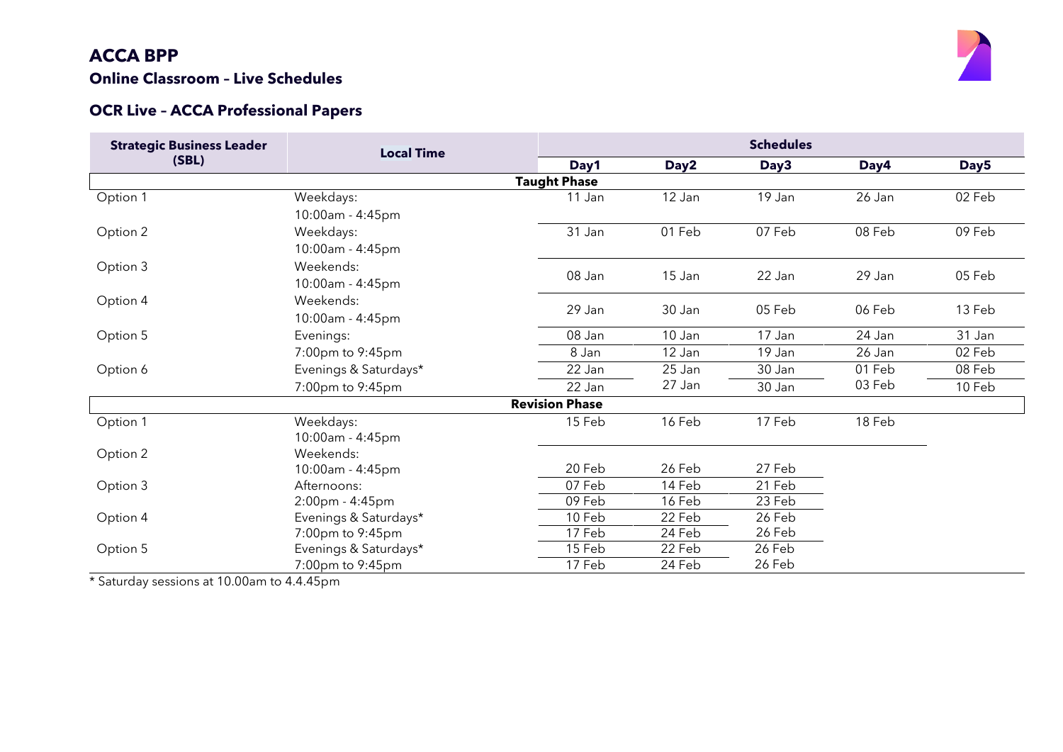# ACCA BPP

## Online Classroom – Live Schedules

### OCR Live – ACCA Professional Papers

| Strategic Business Leader (SBL) | Local Time | Schedules | | | | |
|---|---|---|---|---|---|---|
| | | Day1 | Day2 | Day3 | Day4 | Day5 |
| **Taught Phase** | | | | | | |
| Option 1 | Weekdays: 10:00am - 4:45pm | 11 Jan | 12 Jan | 19 Jan | 26 Jan | 02 Feb |
| Option 2 | Weekdays: 10:00am - 4:45pm | 31 Jan | 01 Feb | 07 Feb | 08 Feb | 09 Feb |
| Option 3 | Weekends: 10:00am - 4:45pm | 08 Jan | 15 Jan | 22 Jan | 29 Jan | 05 Feb |
| Option 4 | Weekends: 10:00am - 4:45pm | 29 Jan | 30 Jan | 05 Feb | 06 Feb | 13 Feb |
| Option 5 | Evenings: 7:00pm to 9:45pm | 08 Jan<br>8 Jan | 10 Jan<br>12 Jan | 17 Jan<br>19 Jan | 24 Jan<br>26 Jan | 31 Jan<br>02 Feb |
| Option 6 | Evenings & Saturdays* 7:00pm to 9:45pm | 22 Jan<br>22 Jan | 25 Jan<br>27 Jan | 30 Jan<br>30 Jan | 01 Feb<br>03 Feb | 08 Feb<br>10 Feb |
| **Revision Phase** | | | | | | |
| Option 1 | Weekdays: 10:00am - 4:45pm | 15 Feb | 16 Feb | 17 Feb | 18 Feb | |
| Option 2 | Weekends: 10:00am - 4:45pm | 20 Feb | 26 Feb | 27 Feb | | |
| Option 3 | Afternoons: 2:00pm - 4:45pm | 07 Feb<br>09 Feb | 14 Feb<br>16 Feb | 21 Feb<br>23 Feb | | |
| Option 4 | Evenings & Saturdays* 7:00pm to 9:45pm | 10 Feb<br>17 Feb | 22 Feb<br>24 Feb | 26 Feb<br>26 Feb | | |
| Option 5 | Evenings & Saturdays* 7:00pm to 9:45pm | 15 Feb<br>17 Feb | 22 Feb<br>24 Feb | 26 Feb<br>26 Feb | | |

* Saturday sessions at 10.00am to 4.4.45pm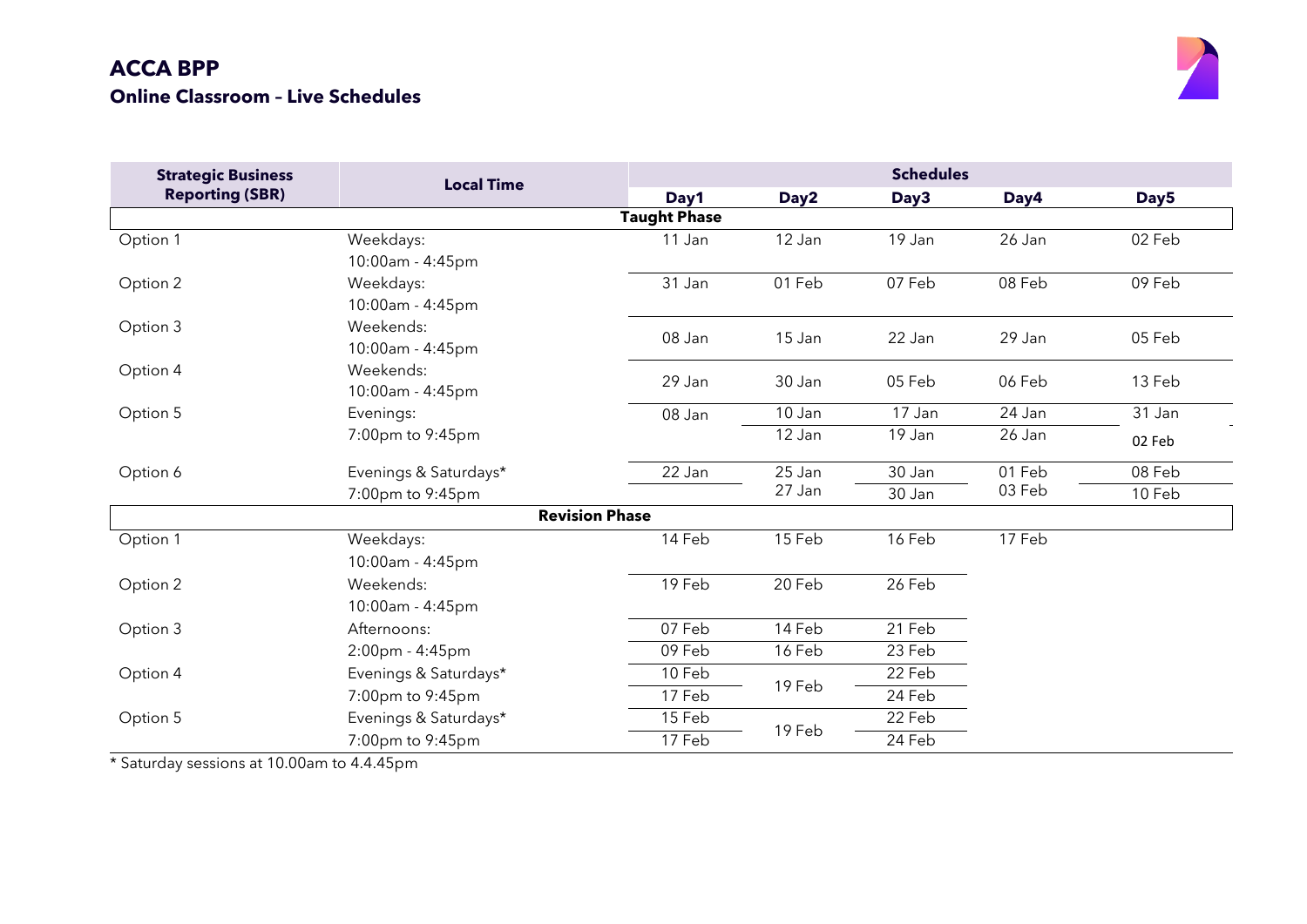# ACCA BPP

## Online Classroom – Live Schedules

| Strategic Business Reporting (SBR) | Local Time | Schedules | | | | |
|---|---|---|---|---|---|---|
| | | Day1 | Day2 | Day3 | Day4 | Day5 |
| **Taught Phase** | | | | | | |
| Option 1 | Weekdays:<br>10:00am - 4:45pm | 11 Jan | 12 Jan | 19 Jan | 26 Jan | 02 Feb |
| Option 2 | Weekdays:<br>10:00am - 4:45pm | 31 Jan | 01 Feb | 07 Feb | 08 Feb | 09 Feb |
| Option 3 | Weekends:<br>10:00am - 4:45pm | 08 Jan | 15 Jan | 22 Jan | 29 Jan | 05 Feb |
| Option 4 | Weekends:<br>10:00am - 4:45pm | 29 Jan | 30 Jan | 05 Feb | 06 Feb | 13 Feb |
| Option 5 | Evenings:<br>7:00pm to 9:45pm | 08 Jan | 10 Jan<br>12 Jan | 17 Jan<br>19 Jan | 24 Jan<br>26 Jan | 31 Jan<br>02 Feb |
| Option 6 | Evenings & Saturdays*<br>7:00pm to 9:45pm | 22 Jan | 25 Jan<br>27 Jan | 30 Jan<br>30 Jan | 01 Feb<br>03 Feb | 08 Feb<br>10 Feb |
| **Revision Phase** | | | | | | |
| Option 1 | Weekdays:<br>10:00am - 4:45pm | 14 Feb | 15 Feb | 16 Feb | 17 Feb | |
| Option 2 | Weekends:<br>10:00am - 4:45pm | 19 Feb | 20 Feb | 26 Feb | | |
| Option 3 | Afternoons:<br>2:00pm - 4:45pm | 07 Feb<br>09 Feb | 14 Feb<br>16 Feb | 21 Feb<br>23 Feb | | |
| Option 4 | Evenings & Saturdays*<br>7:00pm to 9:45pm | 10 Feb<br>17 Feb | 19 Feb | 22 Feb<br>24 Feb | | |
| Option 5 | Evenings & Saturdays*<br>7:00pm to 9:45pm | 15 Feb<br>17 Feb | 19 Feb | 22 Feb<br>24 Feb | | |

* Saturday sessions at 10.00am to 4.4.45pm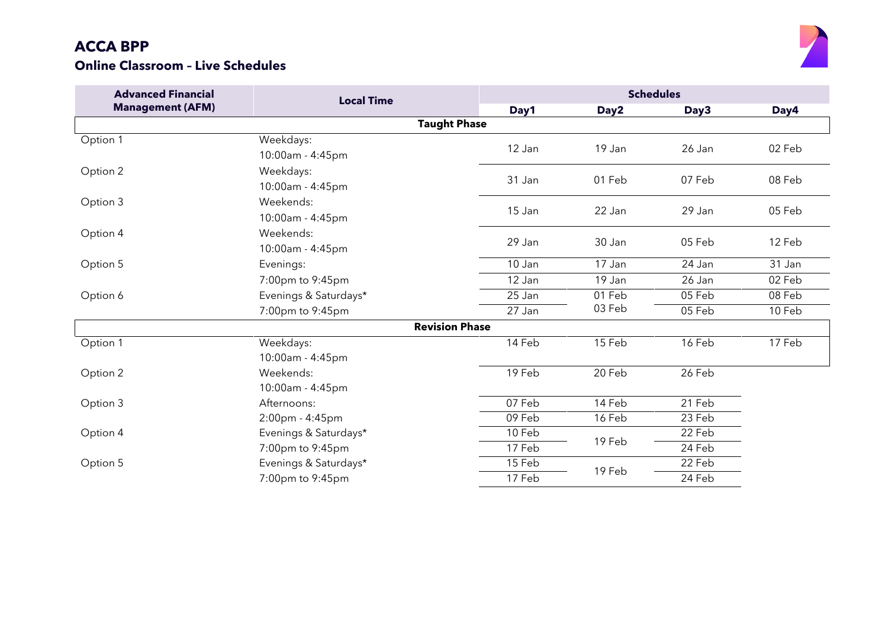# ACCA BPP

## Online Classroom – Live Schedules

| Advanced Financial Management (AFM) | Local Time | Schedules | | | |
|---|---|---|---|---|---|
| | | Day1 | Day2 | Day3 | Day4 |
| **Taught Phase** | | | | | |
| Option 1 | Weekdays: 10:00am - 4:45pm | 12 Jan | 19 Jan | 26 Jan | 02 Feb |
| Option 2 | Weekdays: 10:00am - 4:45pm | 31 Jan | 01 Feb | 07 Feb | 08 Feb |
| Option 3 | Weekends: 10:00am - 4:45pm | 15 Jan | 22 Jan | 29 Jan | 05 Feb |
| Option 4 | Weekends: 10:00am - 4:45pm | 29 Jan | 30 Jan | 05 Feb | 12 Feb |
| Option 5 | Evenings: 7:00pm to 9:45pm | 10 Jan / 12 Jan | 17 Jan / 19 Jan | 24 Jan / 26 Jan | 31 Jan / 02 Feb |
| Option 6 | Evenings & Saturdays* 7:00pm to 9:45pm | 25 Jan / 27 Jan | 01 Feb / 03 Feb | 05 Feb / 05 Feb | 08 Feb / 10 Feb |
| **Revision Phase** | | | | | |
| Option 1 | Weekdays: 10:00am - 4:45pm | 14 Feb | 15 Feb | 16 Feb | 17 Feb |
| Option 2 | Weekends: 10:00am - 4:45pm | 19 Feb | 20 Feb | 26 Feb | |
| Option 3 | Afternoons: 2:00pm - 4:45pm | 07 Feb / 09 Feb | 14 Feb / 16 Feb | 21 Feb / 23 Feb | |
| Option 4 | Evenings & Saturdays* 7:00pm to 9:45pm | 10 Feb / 17 Feb | 19 Feb | 22 Feb / 24 Feb | |
| Option 5 | Evenings & Saturdays* 7:00pm to 9:45pm | 15 Feb / 17 Feb | 19 Feb | 22 Feb / 24 Feb | |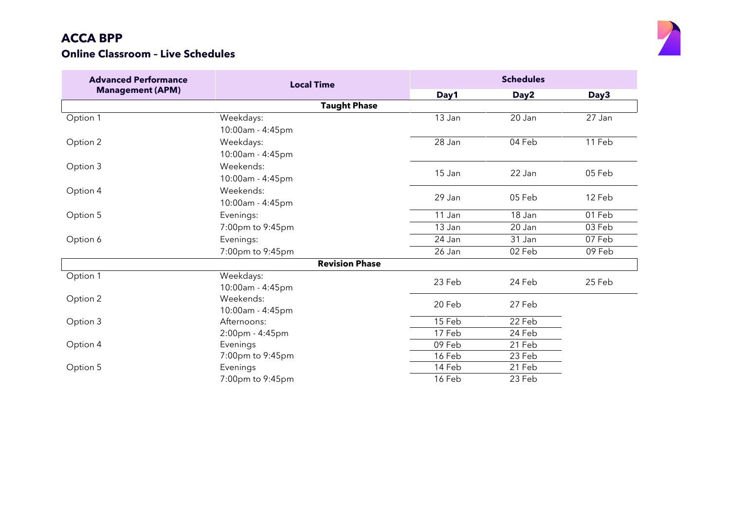# ACCA BPP

## Online Classroom – Live Schedules

| Advanced Performance Management (APM) | Local Time | Schedules | | |
| --- | --- | --- | --- | --- |
| | | Day1 | Day2 | Day3 |
| **Taught Phase** | | | | |
| Option 1 | Weekdays: 10:00am - 4:45pm | 13 Jan | 20 Jan | 27 Jan |
| Option 2 | Weekdays: 10:00am - 4:45pm | 28 Jan | 04 Feb | 11 Feb |
| Option 3 | Weekends: 10:00am - 4:45pm | 15 Jan | 22 Jan | 05 Feb |
| Option 4 | Weekends: 10:00am - 4:45pm | 29 Jan | 05 Feb | 12 Feb |
| Option 5 | Evenings: 7:00pm to 9:45pm | 11 Jan | 18 Jan | 01 Feb |
| | | 13 Jan | 20 Jan | 03 Feb |
| Option 6 | Evenings: 7:00pm to 9:45pm | 24 Jan | 31 Jan | 07 Feb |
| | | 26 Jan | 02 Feb | 09 Feb |
| **Revision Phase** | | | | |
| Option 1 | Weekdays: 10:00am - 4:45pm | 23 Feb | 24 Feb | 25 Feb |
| Option 2 | Weekends: 10:00am - 4:45pm | 20 Feb | 27 Feb | |
| Option 3 | Afternoons: 2:00pm - 4:45pm | 15 Feb | 22 Feb | |
| | | 17 Feb | 24 Feb | |
| Option 4 | Evenings 7:00pm to 9:45pm | 09 Feb | 21 Feb | |
| | | 16 Feb | 23 Feb | |
| Option 5 | Evenings 7:00pm to 9:45pm | 14 Feb | 21 Feb | |
| | | 16 Feb | 23 Feb | |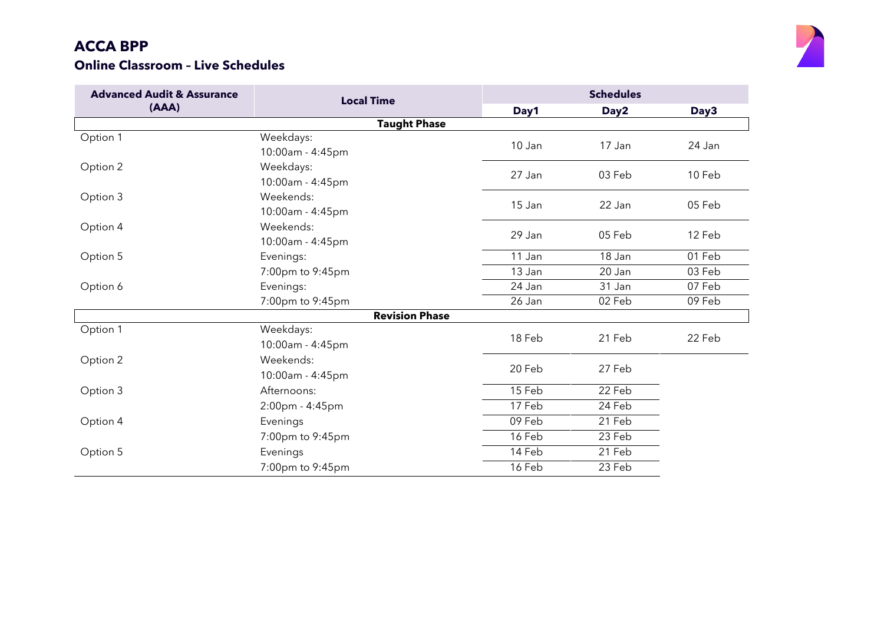# ACCA BPP

## Online Classroom – Live Schedules

| Advanced Audit & Assurance (AAA) | Local Time | Schedules | | |
|---|---|---|---|---|
| | | Day1 | Day2 | Day3 |
| **Taught Phase** | | | | |
| Option 1 | Weekdays: 10:00am - 4:45pm | 10 Jan | 17 Jan | 24 Jan |
| Option 2 | Weekdays: 10:00am - 4:45pm | 27 Jan | 03 Feb | 10 Feb |
| Option 3 | Weekends: 10:00am - 4:45pm | 15 Jan | 22 Jan | 05 Feb |
| Option 4 | Weekends: 10:00am - 4:45pm | 29 Jan | 05 Feb | 12 Feb |
| Option 5 | Evenings: 7:00pm to 9:45pm | 11 Jan | 18 Jan | 01 Feb |
| | | 13 Jan | 20 Jan | 03 Feb |
| Option 6 | Evenings: 7:00pm to 9:45pm | 24 Jan | 31 Jan | 07 Feb |
| | | 26 Jan | 02 Feb | 09 Feb |
| **Revision Phase** | | | | |
| Option 1 | Weekdays: 10:00am - 4:45pm | 18 Feb | 21 Feb | 22 Feb |
| Option 2 | Weekends: 10:00am - 4:45pm | 20 Feb | 27 Feb | |
| Option 3 | Afternoons: 2:00pm - 4:45pm | 15 Feb | 22 Feb | |
| | | 17 Feb | 24 Feb | |
| Option 4 | Evenings 7:00pm to 9:45pm | 09 Feb | 21 Feb | |
| | | 16 Feb | 23 Feb | |
| Option 5 | Evenings 7:00pm to 9:45pm | 14 Feb | 21 Feb | |
| | | 16 Feb | 23 Feb | |